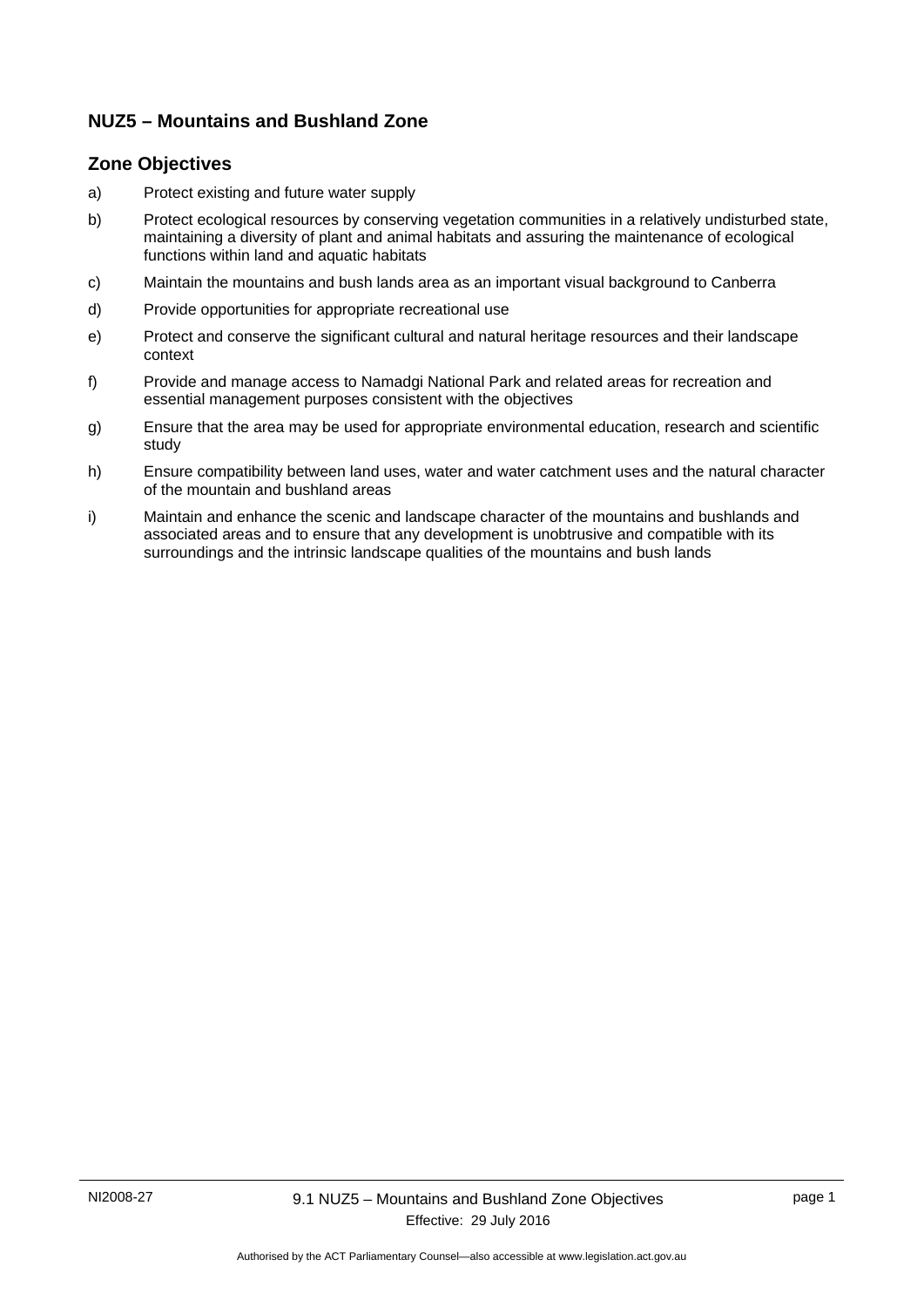## NUZ5 – Mountains and Bushland Zone

### Zone Objectives

a) Protect existing and future water supply

b) Protect ecological resources by conserving vegetation communities in a relatively undisturbed state, maintaining a diversity of plant and animal habitats and assuring the maintenance of ecological functions within land and aquatic habitats

c) Maintain the mountains and bush lands area as an important visual background to Canberra

d) Provide opportunities for appropriate recreational use

e) Protect and conserve the significant cultural and natural heritage resources and their landscape context

f) Provide and manage access to Namadgi National Park and related areas for recreation and essential management purposes consistent with the objectives

g) Ensure that the area may be used for appropriate environmental education, research and scientific study

h) Ensure compatibility between land uses, water and water catchment uses and the natural character of the mountain and bushland areas

i) Maintain and enhance the scenic and landscape character of the mountains and bushlands and associated areas and to ensure that any development is unobtrusive and compatible with its surroundings and the intrinsic landscape qualities of the mountains and bush lands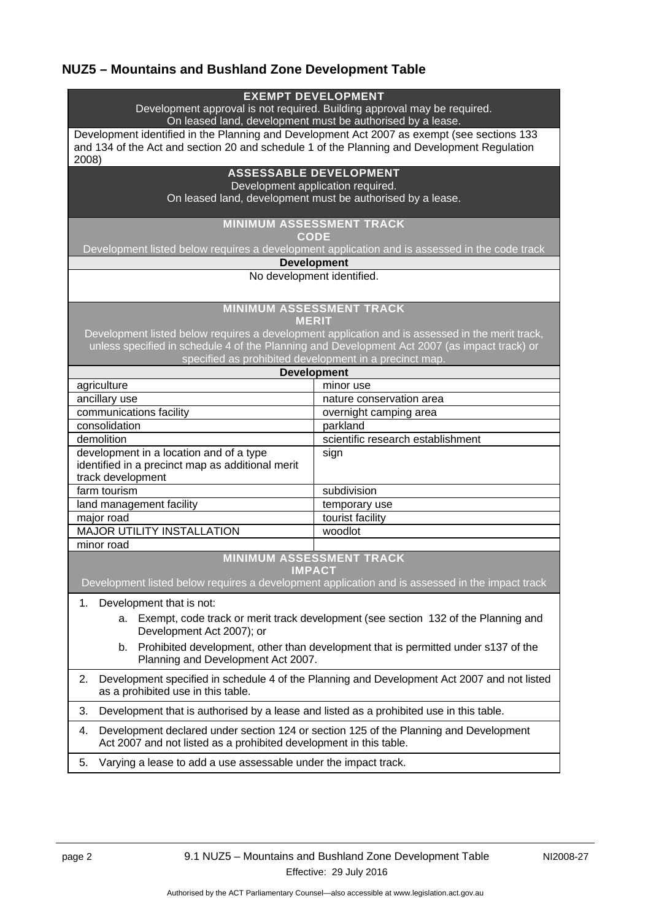## NUZ5 – Mountains and Bushland Zone Development Table

| EXEMPT DEVELOPMENT<br>Development approval is not required. Building approval may be required.<br>On leased land, development must be authorised by a lease. | |
|---|---|
| Development identified in the Planning and Development Act 2007 as exempt (see sections 133 and 134 of the Act and section 20 and schedule 1 of the Planning and Development Regulation 2008) | |
| **ASSESSABLE DEVELOPMENT**<br>Development application required.<br>On leased land, development must be authorised by a lease. | |
| **MINIMUM ASSESSMENT TRACK**<br>**CODE**<br>Development listed below requires a development application and is assessed in the code track | |
| **Development** | |
| No development identified. | |
| **MINIMUM ASSESSMENT TRACK**<br>**MERIT**<br>Development listed below requires a development application and is assessed in the merit track, unless specified in schedule 4 of the Planning and Development Act 2007 (as impact track) or specified as prohibited development in a precinct map. | |
| **Development** | |
| agriculture | minor use |
| ancillary use | nature conservation area |
| communications facility | overnight camping area |
| consolidation | parkland |
| demolition | scientific research establishment |
| development in a location and of a type identified in a precinct map as additional merit track development | sign |
| farm tourism | subdivision |
| land management facility | temporary use |
| major road | tourist facility |
| MAJOR UTILITY INSTALLATION | woodlot |
| minor road | |
| **MINIMUM ASSESSMENT TRACK**<br>**IMPACT**<br>Development listed below requires a development application and is assessed in the impact track | |
| 1. Development that is not:<br>a. Exempt, code track or merit track development (see section 132 of the Planning and Development Act 2007); or<br>b. Prohibited development, other than development that is permitted under s137 of the Planning and Development Act 2007. | |
| 2. Development specified in schedule 4 of the Planning and Development Act 2007 and not listed as a prohibited use in this table. | |
| 3. Development that is authorised by a lease and listed as a prohibited use in this table. | |
| 4. Development declared under section 124 or section 125 of the Planning and Development Act 2007 and not listed as a prohibited development in this table. | |
| 5. Varying a lease to add a use assessable under the impact track. | |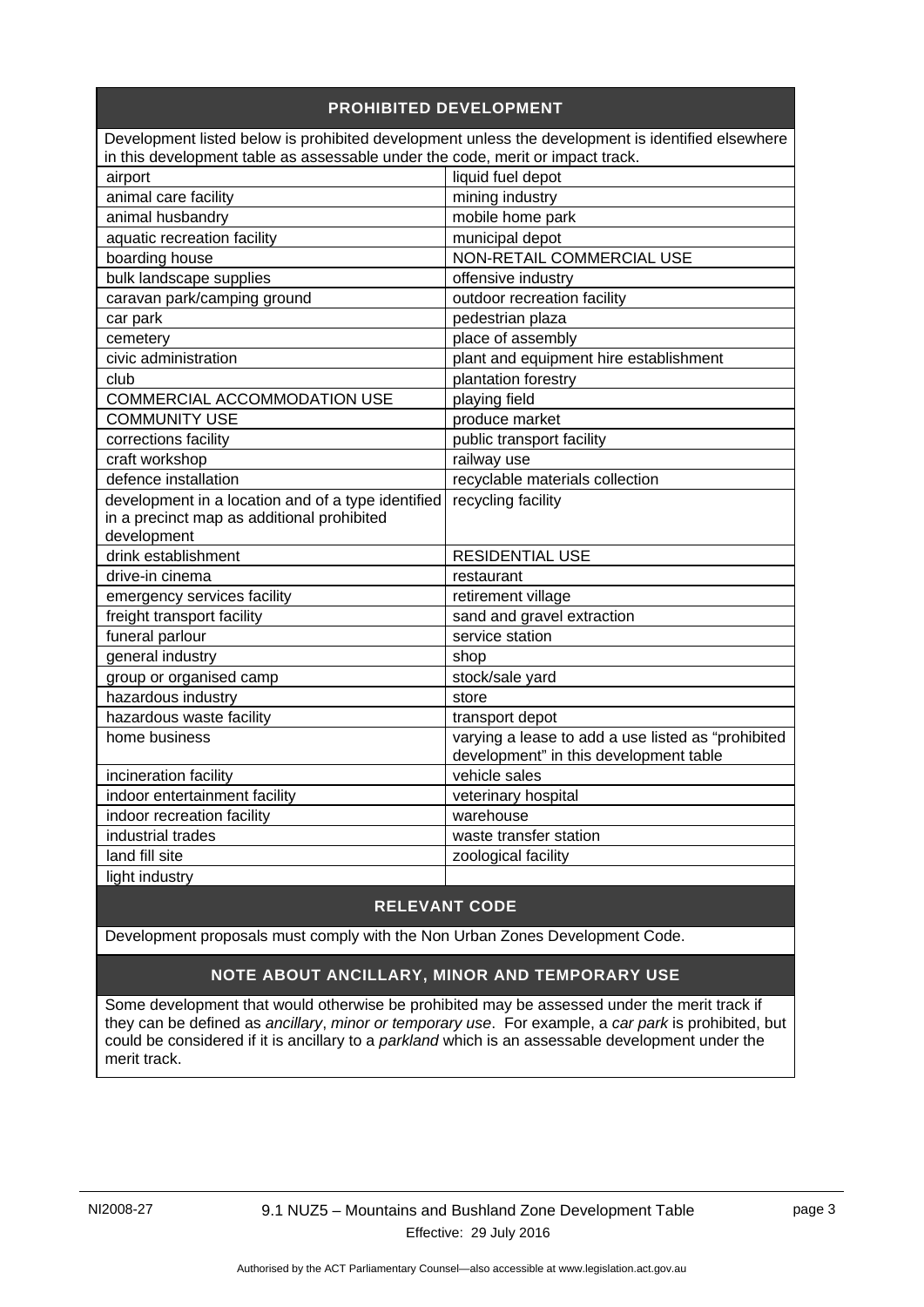## PROHIBITED DEVELOPMENT

Development listed below is prohibited development unless the development is identified elsewhere in this development table as assessable under the code, merit or impact track.

| | |
|---|---|
| airport | liquid fuel depot |
| animal care facility | mining industry |
| animal husbandry | mobile home park |
| aquatic recreation facility | municipal depot |
| boarding house | NON-RETAIL COMMERCIAL USE |
| bulk landscape supplies | offensive industry |
| caravan park/camping ground | outdoor recreation facility |
| car park | pedestrian plaza |
| cemetery | place of assembly |
| civic administration | plant and equipment hire establishment |
| club | plantation forestry |
| COMMERCIAL ACCOMMODATION USE | playing field |
| COMMUNITY USE | produce market |
| corrections facility | public transport facility |
| craft workshop | railway use |
| defence installation | recyclable materials collection |
| development in a location and of a type identified in a precinct map as additional prohibited development | recycling facility |
| drink establishment | RESIDENTIAL USE |
| drive-in cinema | restaurant |
| emergency services facility | retirement village |
| freight transport facility | sand and gravel extraction |
| funeral parlour | service station |
| general industry | shop |
| group or organised camp | stock/sale yard |
| hazardous industry | store |
| hazardous waste facility | transport depot |
| home business | varying a lease to add a use listed as "prohibited development" in this development table |
| incineration facility | vehicle sales |
| indoor entertainment facility | veterinary hospital |
| indoor recreation facility | warehouse |
| industrial trades | waste transfer station |
| land fill site | zoological facility |
| light industry | |

## RELEVANT CODE

Development proposals must comply with the Non Urban Zones Development Code.

## NOTE ABOUT ANCILLARY, MINOR AND TEMPORARY USE

Some development that would otherwise be prohibited may be assessed under the merit track if they can be defined as *ancillary*, *minor or temporary use*. For example, a *car park* is prohibited, but could be considered if it is ancillary to a *parkland* which is an assessable development under the merit track.